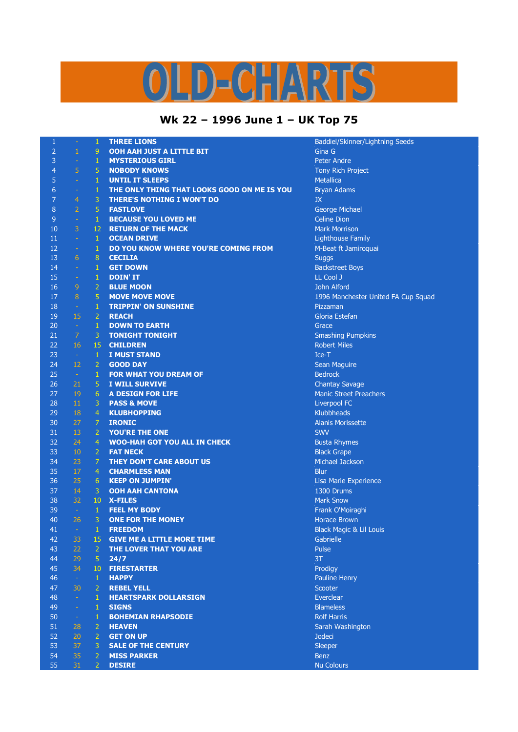# OLD-CHARTS

## Wk 22 – 1996 June 1 – UK Top 75

| | | | | |
|---|---|---|---|---|
| 1 | - | 1 | THREE LIONS | Baddiel/Skinner/Lightning Seeds |
| 2 | 1 | 9 | OOH AAH JUST A LITTLE BIT | Gina G |
| 3 | - | 1 | MYSTERIOUS GIRL | Peter Andre |
| 4 | 5 | 5 | NOBODY KNOWS | Tony Rich Project |
| 5 | - | 1 | UNTIL IT SLEEPS | Metallica |
| 6 | - | 1 | THE ONLY THING THAT LOOKS GOOD ON ME IS YOU | Bryan Adams |
| 7 | 4 | 3 | THERE'S NOTHING I WON'T DO | JX |
| 8 | 2 | 5 | FASTLOVE | George Michael |
| 9 | - | 1 | BECAUSE YOU LOVED ME | Celine Dion |
| 10 | 3 | 12 | RETURN OF THE MACK | Mark Morrison |
| 11 | - | 1 | OCEAN DRIVE | Lighthouse Family |
| 12 | - | 1 | DO YOU KNOW WHERE YOU'RE COMING FROM | M-Beat ft Jamiroquai |
| 13 | 6 | 8 | CECILIA | Suggs |
| 14 | - | 1 | GET DOWN | Backstreet Boys |
| 15 | - | 1 | DOIN' IT | LL Cool J |
| 16 | 9 | 2 | BLUE MOON | John Alford |
| 17 | 8 | 5 | MOVE MOVE MOVE | 1996 Manchester United FA Cup Squad |
| 18 | - | 1 | TRIPPIN' ON SUNSHINE | Pizzaman |
| 19 | 15 | 2 | REACH | Gloria Estefan |
| 20 | - | 1 | DOWN TO EARTH | Grace |
| 21 | 7 | 3 | TONIGHT TONIGHT | Smashing Pumpkins |
| 22 | 16 | 15 | CHILDREN | Robert Miles |
| 23 | - | 1 | I MUST STAND | Ice-T |
| 24 | 12 | 2 | GOOD DAY | Sean Maguire |
| 25 | - | 1 | FOR WHAT YOU DREAM OF | Bedrock |
| 26 | 21 | 5 | I WILL SURVIVE | Chantay Savage |
| 27 | 19 | 6 | A DESIGN FOR LIFE | Manic Street Preachers |
| 28 | 11 | 3 | PASS & MOVE | Liverpool FC |
| 29 | 18 | 4 | KLUBHOPPING | Klubbheads |
| 30 | 27 | 7 | IRONIC | Alanis Morissette |
| 31 | 13 | 2 | YOU'RE THE ONE | SWV |
| 32 | 24 | 4 | WOO-HAH GOT YOU ALL IN CHECK | Busta Rhymes |
| 33 | 10 | 2 | FAT NECK | Black Grape |
| 34 | 23 | 7 | THEY DON'T CARE ABOUT US | Michael Jackson |
| 35 | 17 | 4 | CHARMLESS MAN | Blur |
| 36 | 25 | 6 | KEEP ON JUMPIN' | Lisa Marie Experience |
| 37 | 14 | 3 | OOH AAH CANTONA | 1300 Drums |
| 38 | 32 | 10 | X-FILES | Mark Snow |
| 39 | - | 1 | FEEL MY BODY | Frank O'Moiraghi |
| 40 | 26 | 3 | ONE FOR THE MONEY | Horace Brown |
| 41 | - | 1 | FREEDOM | Black Magic & Lil Louis |
| 42 | 33 | 15 | GIVE ME A LITTLE MORE TIME | Gabrielle |
| 43 | 22 | 2 | THE LOVER THAT YOU ARE | Pulse |
| 44 | 29 | 5 | 24/7 | 3T |
| 45 | 34 | 10 | FIRESTARTER | Prodigy |
| 46 | - | 1 | HAPPY | Pauline Henry |
| 47 | 30 | 2 | REBEL YELL | Scooter |
| 48 | - | 1 | HEARTSPARK DOLLARSIGN | Everclear |
| 49 | - | 1 | SIGNS | Blameless |
| 50 | - | 1 | BOHEMIAN RHAPSODIE | Rolf Harris |
| 51 | 28 | 2 | HEAVEN | Sarah Washington |
| 52 | 20 | 2 | GET ON UP | Jodeci |
| 53 | 37 | 3 | SALE OF THE CENTURY | Sleeper |
| 54 | 35 | 2 | MISS PARKER | Benz |
| 55 | 31 | 2 | DESIRE | Nu Colours |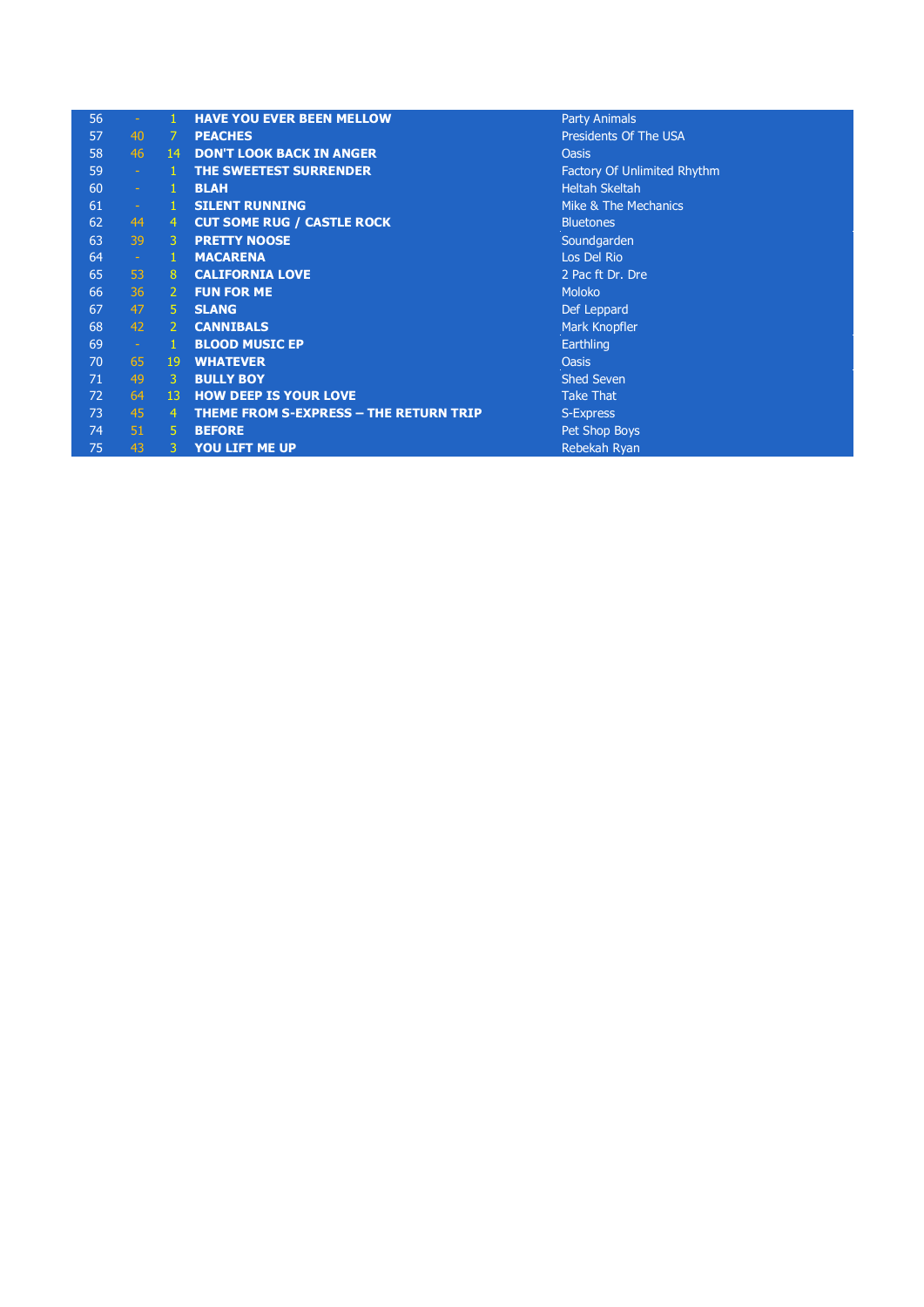| | | | | |
|---|---|---|---|---|
| 56 | - | 1 | **HAVE YOU EVER BEEN MELLOW** | Party Animals |
| 57 | 40 | 7 | **PEACHES** | Presidents Of The USA |
| 58 | 46 | 14 | **DON'T LOOK BACK IN ANGER** | Oasis |
| 59 | - | 1 | **THE SWEETEST SURRENDER** | Factory Of Unlimited Rhythm |
| 60 | - | 1 | **BLAH** | Heltah Skeltah |
| 61 | - | 1 | **SILENT RUNNING** | Mike & The Mechanics |
| 62 | 44 | 4 | **CUT SOME RUG / CASTLE ROCK** | Bluetones |
| 63 | 39 | 3 | **PRETTY NOOSE** | Soundgarden |
| 64 | - | 1 | **MACARENA** | Los Del Rio |
| 65 | 53 | 8 | **CALIFORNIA LOVE** | 2 Pac ft Dr. Dre |
| 66 | 36 | 2 | **FUN FOR ME** | Moloko |
| 67 | 47 | 5 | **SLANG** | Def Leppard |
| 68 | 42 | 2 | **CANNIBALS** | Mark Knopfler |
| 69 | - | 1 | **BLOOD MUSIC EP** | Earthling |
| 70 | 65 | 19 | **WHATEVER** | Oasis |
| 71 | 49 | 3 | **BULLY BOY** | Shed Seven |
| 72 | 64 | 13 | **HOW DEEP IS YOUR LOVE** | Take That |
| 73 | 45 | 4 | **THEME FROM S-EXPRESS – THE RETURN TRIP** | S-Express |
| 74 | 51 | 5 | **BEFORE** | Pet Shop Boys |
| 75 | 43 | 3 | **YOU LIFT ME UP** | Rebekah Ryan |